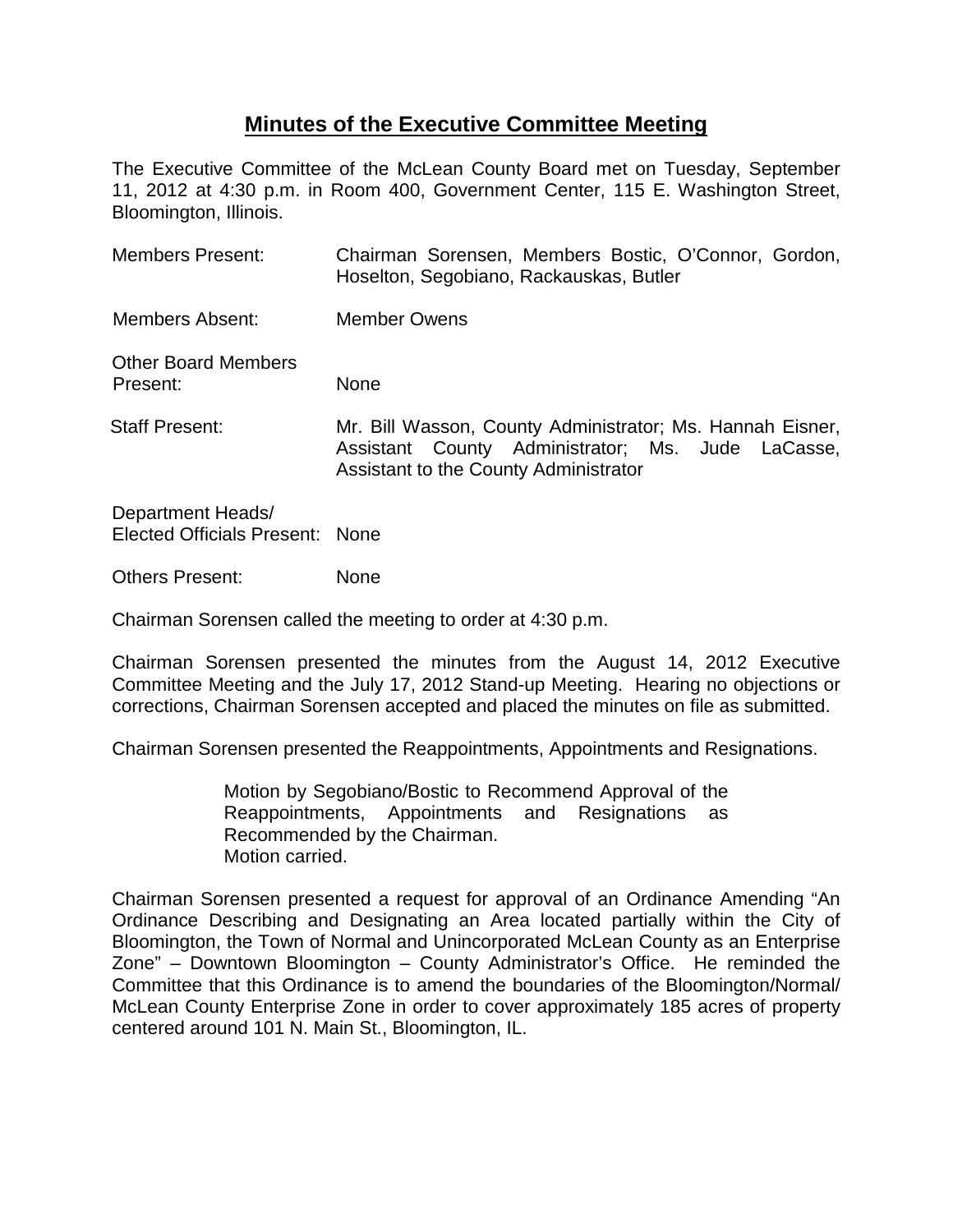# **Minutes of the Executive Committee Meeting**

The Executive Committee of the McLean County Board met on Tuesday, September 11, 2012 at 4:30 p.m. in Room 400, Government Center, 115 E. Washington Street, Bloomington, Illinois.

| | |
|---|---|
| Members Present: | Chairman Sorensen, Members Bostic, O'Connor, Gordon, Hoselton, Segobiano, Rackauskas, Butler |
| Members Absent: | Member Owens |
| Other Board Members Present: | None |
| Staff Present: | Mr. Bill Wasson, County Administrator; Ms. Hannah Eisner, Assistant County Administrator; Ms. Jude LaCasse, Assistant to the County Administrator |
| Department Heads/ Elected Officials Present: | None |
| Others Present: | None |

Chairman Sorensen called the meeting to order at 4:30 p.m.

Chairman Sorensen presented the minutes from the August 14, 2012 Executive Committee Meeting and the July 17, 2012 Stand-up Meeting. Hearing no objections or corrections, Chairman Sorensen accepted and placed the minutes on file as submitted.

Chairman Sorensen presented the Reappointments, Appointments and Resignations.

> Motion by Segobiano/Bostic to Recommend Approval of the Reappointments, Appointments and Resignations as Recommended by the Chairman.
> Motion carried.

Chairman Sorensen presented a request for approval of an Ordinance Amending "An Ordinance Describing and Designating an Area located partially within the City of Bloomington, the Town of Normal and Unincorporated McLean County as an Enterprise Zone" – Downtown Bloomington – County Administrator's Office. He reminded the Committee that this Ordinance is to amend the boundaries of the Bloomington/Normal/ McLean County Enterprise Zone in order to cover approximately 185 acres of property centered around 101 N. Main St., Bloomington, IL.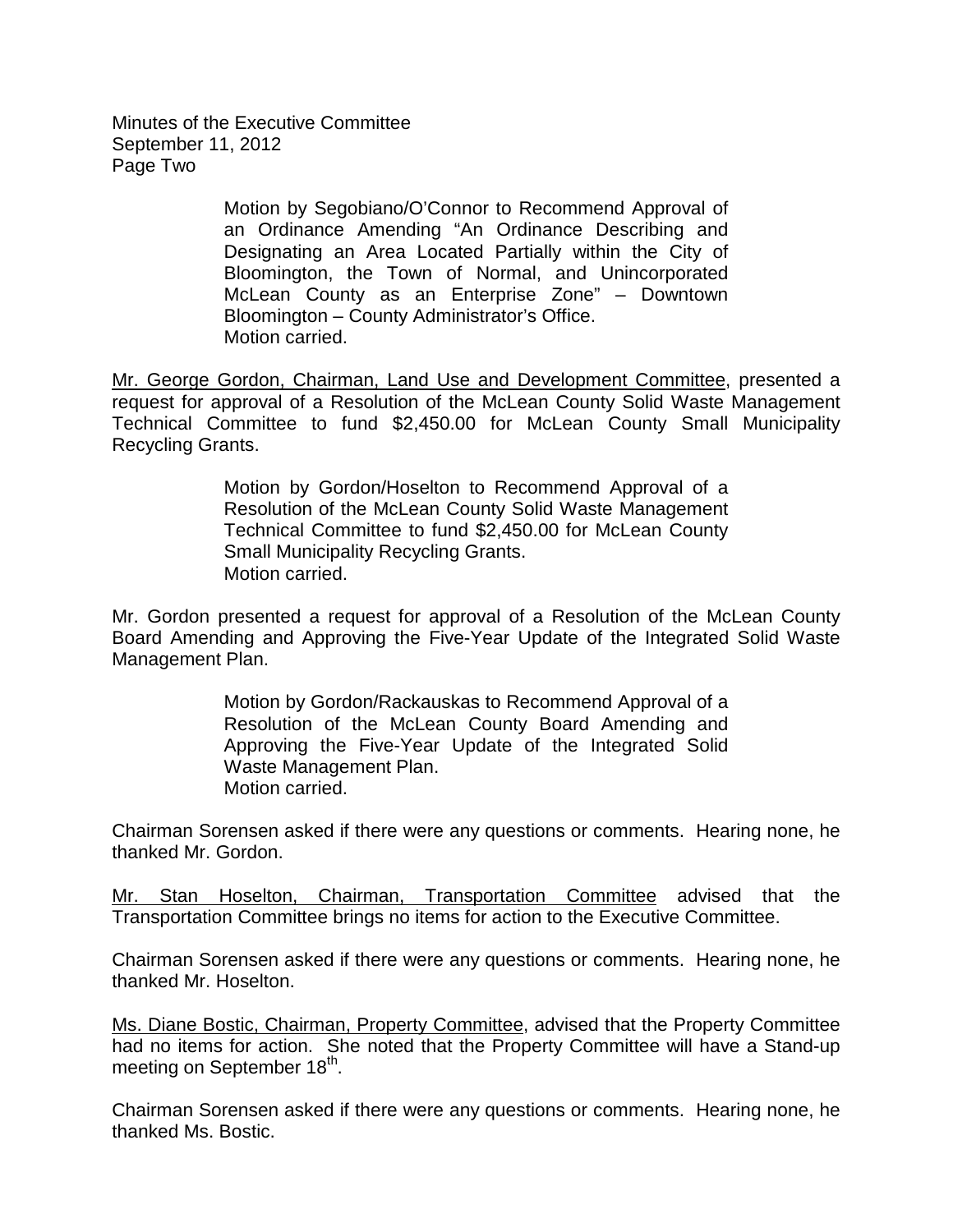Motion by Segobiano/O'Connor to Recommend Approval of an Ordinance Amending "An Ordinance Describing and Designating an Area Located Partially within the City of Bloomington, the Town of Normal, and Unincorporated McLean County as an Enterprise Zone" – Downtown Bloomington – County Administrator's Office.
Motion carried.

Mr. George Gordon, Chairman, Land Use and Development Committee, presented a request for approval of a Resolution of the McLean County Solid Waste Management Technical Committee to fund $2,450.00 for McLean County Small Municipality Recycling Grants.

> Motion by Gordon/Hoselton to Recommend Approval of a Resolution of the McLean County Solid Waste Management Technical Committee to fund $2,450.00 for McLean County Small Municipality Recycling Grants.
> Motion carried.

Mr. Gordon presented a request for approval of a Resolution of the McLean County Board Amending and Approving the Five-Year Update of the Integrated Solid Waste Management Plan.

> Motion by Gordon/Rackauskas to Recommend Approval of a Resolution of the McLean County Board Amending and Approving the Five-Year Update of the Integrated Solid Waste Management Plan.
> Motion carried.

Chairman Sorensen asked if there were any questions or comments. Hearing none, he thanked Mr. Gordon.

Mr. Stan Hoselton, Chairman, Transportation Committee advised that the Transportation Committee brings no items for action to the Executive Committee.

Chairman Sorensen asked if there were any questions or comments. Hearing none, he thanked Mr. Hoselton.

Ms. Diane Bostic, Chairman, Property Committee, advised that the Property Committee had no items for action. She noted that the Property Committee will have a Stand-up meeting on September 18th.

Chairman Sorensen asked if there were any questions or comments. Hearing none, he thanked Ms. Bostic.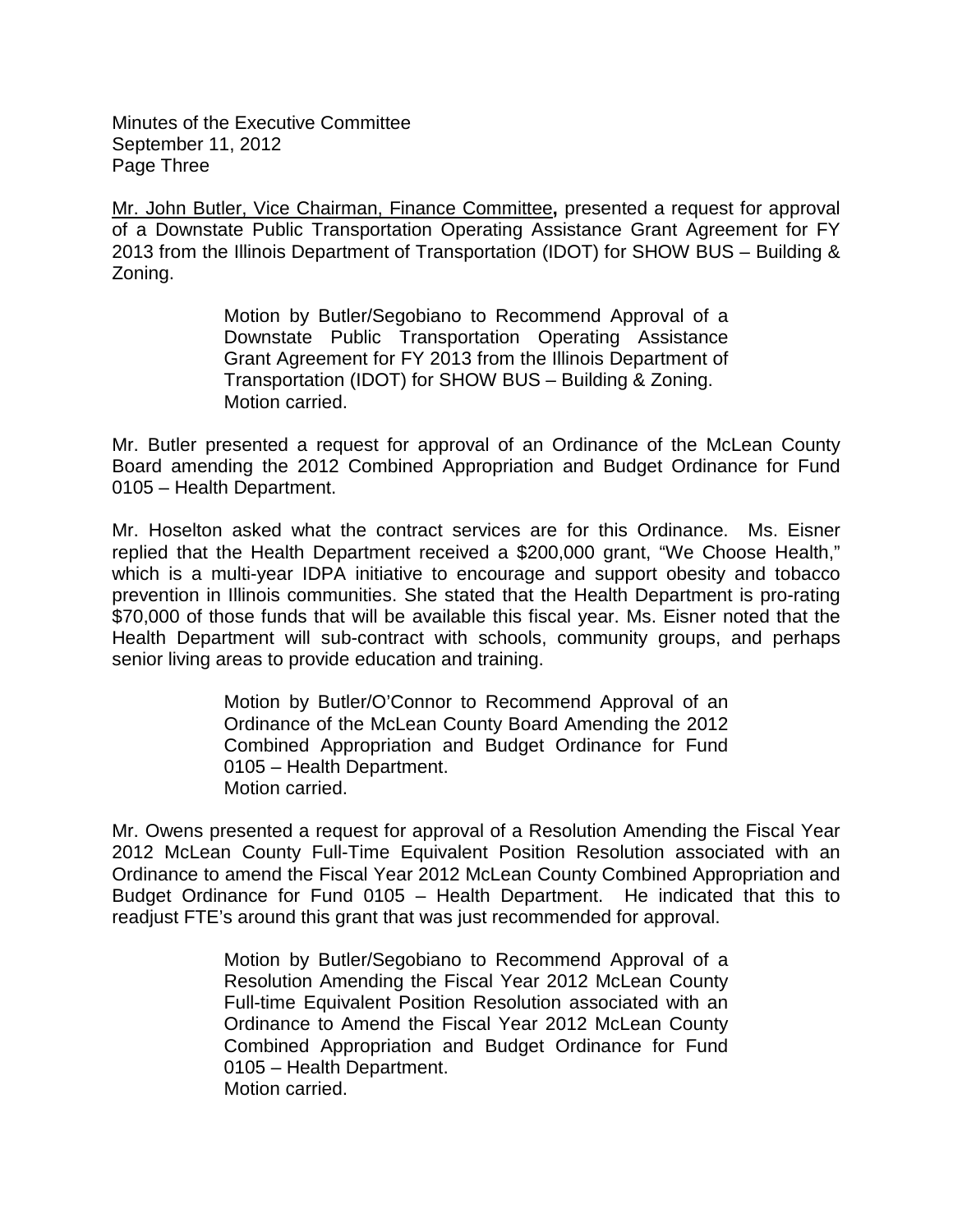Mr. John Butler, Vice Chairman, Finance Committee**,** presented a request for approval of a Downstate Public Transportation Operating Assistance Grant Agreement for FY 2013 from the Illinois Department of Transportation (IDOT) for SHOW BUS – Building & Zoning.

> Motion by Butler/Segobiano to Recommend Approval of a Downstate Public Transportation Operating Assistance Grant Agreement for FY 2013 from the Illinois Department of Transportation (IDOT) for SHOW BUS – Building & Zoning.
> Motion carried.

Mr. Butler presented a request for approval of an Ordinance of the McLean County Board amending the 2012 Combined Appropriation and Budget Ordinance for Fund 0105 – Health Department.

Mr. Hoselton asked what the contract services are for this Ordinance. Ms. Eisner replied that the Health Department received a $200,000 grant, "We Choose Health," which is a multi-year IDPA initiative to encourage and support obesity and tobacco prevention in Illinois communities. She stated that the Health Department is pro-rating $70,000 of those funds that will be available this fiscal year. Ms. Eisner noted that the Health Department will sub-contract with schools, community groups, and perhaps senior living areas to provide education and training.

> Motion by Butler/O'Connor to Recommend Approval of an Ordinance of the McLean County Board Amending the 2012 Combined Appropriation and Budget Ordinance for Fund 0105 – Health Department.
> Motion carried.

Mr. Owens presented a request for approval of a Resolution Amending the Fiscal Year 2012 McLean County Full-Time Equivalent Position Resolution associated with an Ordinance to amend the Fiscal Year 2012 McLean County Combined Appropriation and Budget Ordinance for Fund 0105 – Health Department. He indicated that this to readjust FTE's around this grant that was just recommended for approval.

> Motion by Butler/Segobiano to Recommend Approval of a Resolution Amending the Fiscal Year 2012 McLean County Full-time Equivalent Position Resolution associated with an Ordinance to Amend the Fiscal Year 2012 McLean County Combined Appropriation and Budget Ordinance for Fund 0105 – Health Department.
> Motion carried.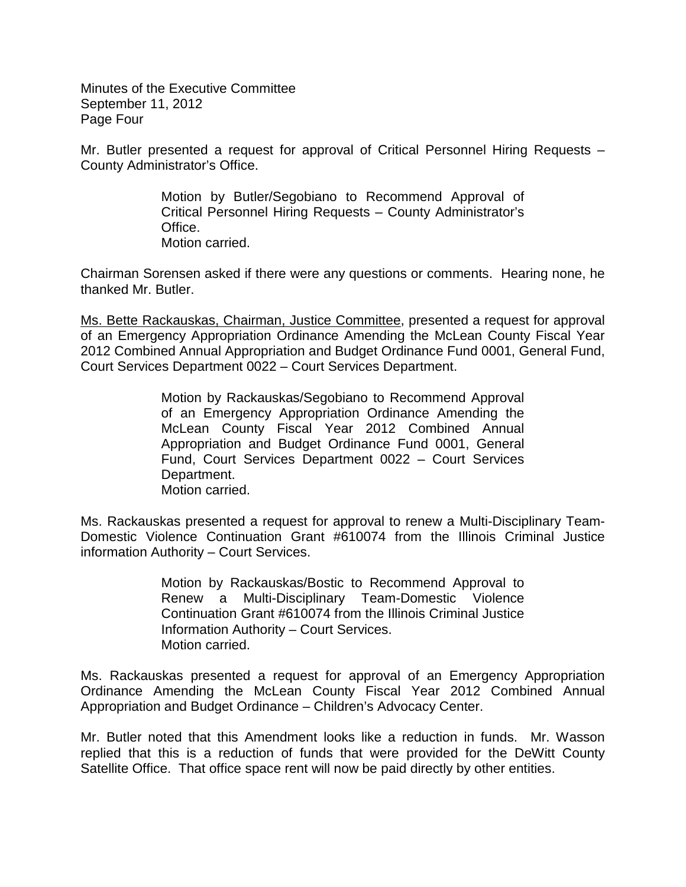Mr. Butler presented a request for approval of Critical Personnel Hiring Requests – County Administrator's Office.

> Motion by Butler/Segobiano to Recommend Approval of Critical Personnel Hiring Requests – County Administrator's Office.
> Motion carried.

Chairman Sorensen asked if there were any questions or comments. Hearing none, he thanked Mr. Butler.

Ms. Bette Rackauskas, Chairman, Justice Committee, presented a request for approval of an Emergency Appropriation Ordinance Amending the McLean County Fiscal Year 2012 Combined Annual Appropriation and Budget Ordinance Fund 0001, General Fund, Court Services Department 0022 – Court Services Department.

> Motion by Rackauskas/Segobiano to Recommend Approval of an Emergency Appropriation Ordinance Amending the McLean County Fiscal Year 2012 Combined Annual Appropriation and Budget Ordinance Fund 0001, General Fund, Court Services Department 0022 – Court Services Department.
> Motion carried.

Ms. Rackauskas presented a request for approval to renew a Multi-Disciplinary Team-Domestic Violence Continuation Grant #610074 from the Illinois Criminal Justice information Authority – Court Services.

> Motion by Rackauskas/Bostic to Recommend Approval to Renew a Multi-Disciplinary Team-Domestic Violence Continuation Grant #610074 from the Illinois Criminal Justice Information Authority – Court Services.
> Motion carried.

Ms. Rackauskas presented a request for approval of an Emergency Appropriation Ordinance Amending the McLean County Fiscal Year 2012 Combined Annual Appropriation and Budget Ordinance – Children's Advocacy Center.

Mr. Butler noted that this Amendment looks like a reduction in funds. Mr. Wasson replied that this is a reduction of funds that were provided for the DeWitt County Satellite Office. That office space rent will now be paid directly by other entities.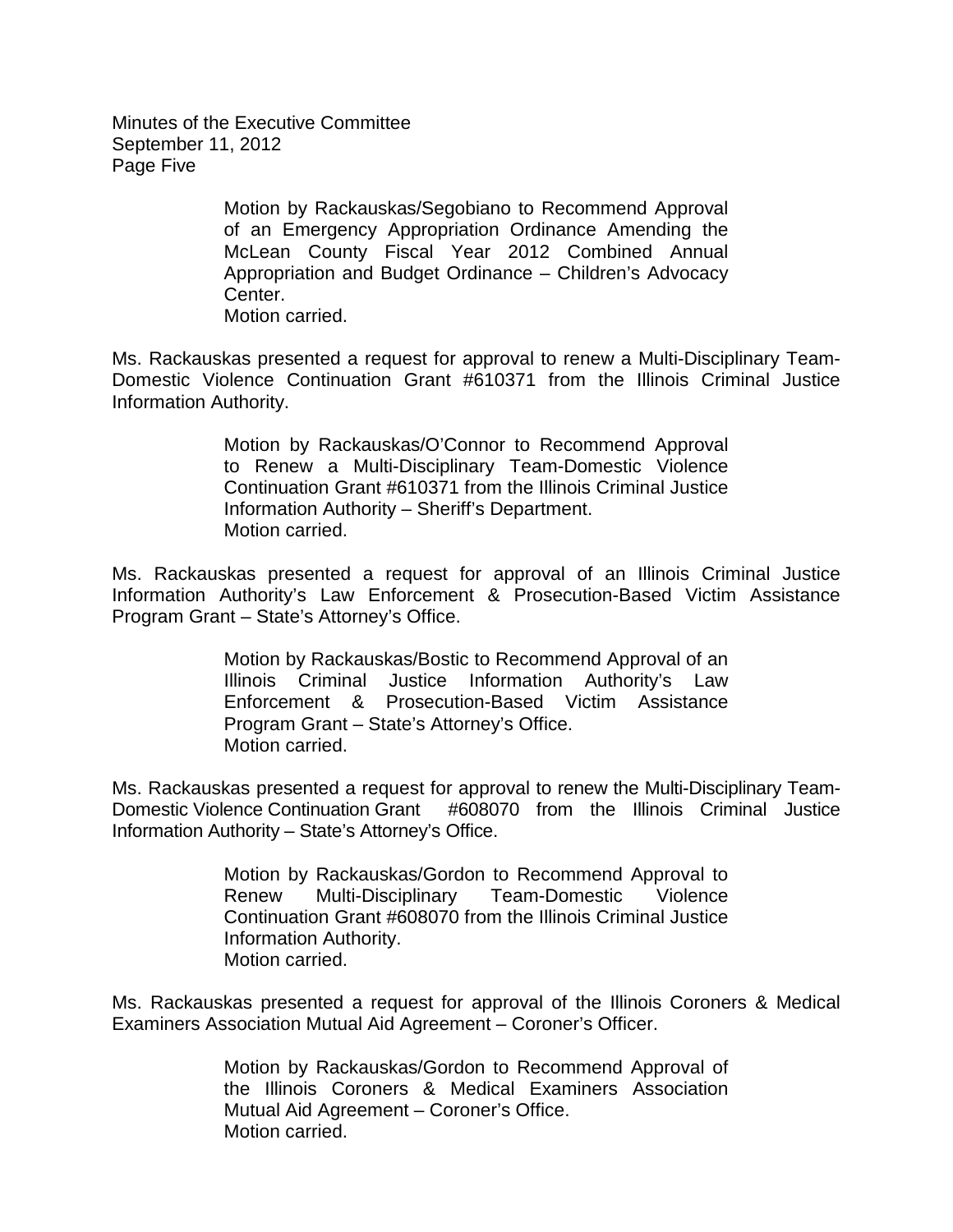Motion by Rackauskas/Segobiano to Recommend Approval of an Emergency Appropriation Ordinance Amending the McLean County Fiscal Year 2012 Combined Annual Appropriation and Budget Ordinance – Children's Advocacy Center.
Motion carried.

Ms. Rackauskas presented a request for approval to renew a Multi-Disciplinary Team-Domestic Violence Continuation Grant #610371 from the Illinois Criminal Justice Information Authority.

Motion by Rackauskas/O'Connor to Recommend Approval to Renew a Multi-Disciplinary Team-Domestic Violence Continuation Grant #610371 from the Illinois Criminal Justice Information Authority – Sheriff's Department.
Motion carried.

Ms. Rackauskas presented a request for approval of an Illinois Criminal Justice Information Authority's Law Enforcement & Prosecution-Based Victim Assistance Program Grant – State's Attorney's Office.

Motion by Rackauskas/Bostic to Recommend Approval of an Illinois Criminal Justice Information Authority's Law Enforcement & Prosecution-Based Victim Assistance Program Grant – State's Attorney's Office.
Motion carried.

Ms. Rackauskas presented a request for approval to renew the Multi-Disciplinary Team-Domestic Violence Continuation Grant #608070 from the Illinois Criminal Justice Information Authority – State's Attorney's Office.

Motion by Rackauskas/Gordon to Recommend Approval to Renew Multi-Disciplinary Team-Domestic Violence Continuation Grant #608070 from the Illinois Criminal Justice Information Authority.
Motion carried.

Ms. Rackauskas presented a request for approval of the Illinois Coroners & Medical Examiners Association Mutual Aid Agreement – Coroner's Officer.

Motion by Rackauskas/Gordon to Recommend Approval of the Illinois Coroners & Medical Examiners Association Mutual Aid Agreement – Coroner's Office.
Motion carried.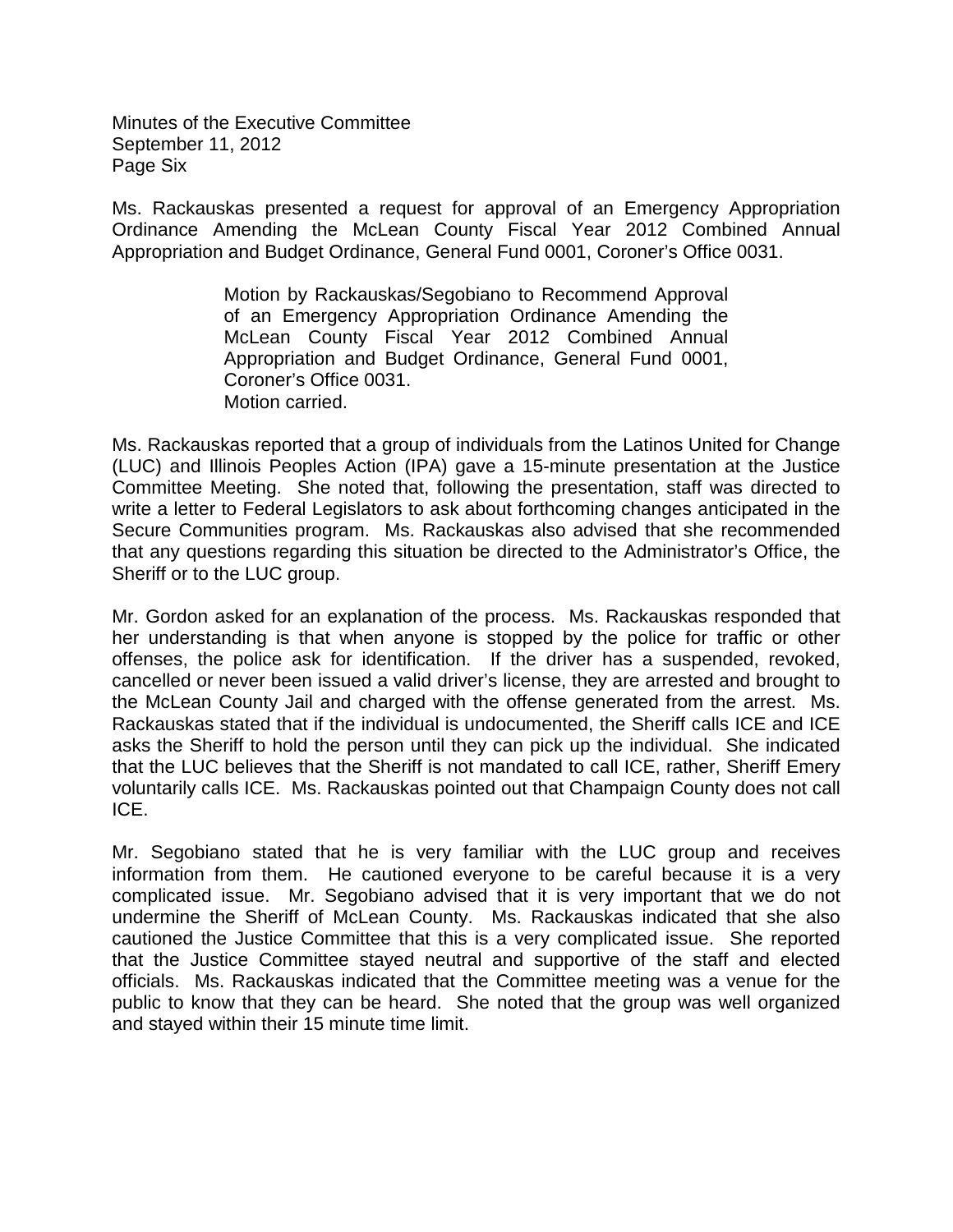Ms. Rackauskas presented a request for approval of an Emergency Appropriation Ordinance Amending the McLean County Fiscal Year 2012 Combined Annual Appropriation and Budget Ordinance, General Fund 0001, Coroner's Office 0031.

> Motion by Rackauskas/Segobiano to Recommend Approval of an Emergency Appropriation Ordinance Amending the McLean County Fiscal Year 2012 Combined Annual Appropriation and Budget Ordinance, General Fund 0001, Coroner's Office 0031.
> Motion carried.

Ms. Rackauskas reported that a group of individuals from the Latinos United for Change (LUC) and Illinois Peoples Action (IPA) gave a 15-minute presentation at the Justice Committee Meeting. She noted that, following the presentation, staff was directed to write a letter to Federal Legislators to ask about forthcoming changes anticipated in the Secure Communities program. Ms. Rackauskas also advised that she recommended that any questions regarding this situation be directed to the Administrator's Office, the Sheriff or to the LUC group.

Mr. Gordon asked for an explanation of the process. Ms. Rackauskas responded that her understanding is that when anyone is stopped by the police for traffic or other offenses, the police ask for identification. If the driver has a suspended, revoked, cancelled or never been issued a valid driver's license, they are arrested and brought to the McLean County Jail and charged with the offense generated from the arrest. Ms. Rackauskas stated that if the individual is undocumented, the Sheriff calls ICE and ICE asks the Sheriff to hold the person until they can pick up the individual. She indicated that the LUC believes that the Sheriff is not mandated to call ICE, rather, Sheriff Emery voluntarily calls ICE. Ms. Rackauskas pointed out that Champaign County does not call ICE.

Mr. Segobiano stated that he is very familiar with the LUC group and receives information from them. He cautioned everyone to be careful because it is a very complicated issue. Mr. Segobiano advised that it is very important that we do not undermine the Sheriff of McLean County. Ms. Rackauskas indicated that she also cautioned the Justice Committee that this is a very complicated issue. She reported that the Justice Committee stayed neutral and supportive of the staff and elected officials. Ms. Rackauskas indicated that the Committee meeting was a venue for the public to know that they can be heard. She noted that the group was well organized and stayed within their 15 minute time limit.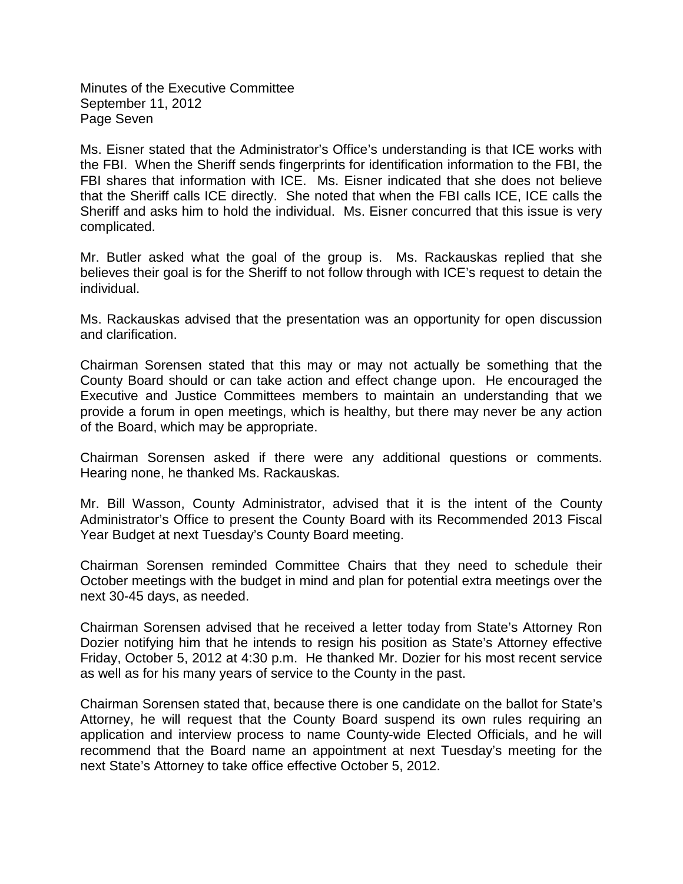Ms. Eisner stated that the Administrator's Office's understanding is that ICE works with the FBI. When the Sheriff sends fingerprints for identification information to the FBI, the FBI shares that information with ICE. Ms. Eisner indicated that she does not believe that the Sheriff calls ICE directly. She noted that when the FBI calls ICE, ICE calls the Sheriff and asks him to hold the individual. Ms. Eisner concurred that this issue is very complicated.

Mr. Butler asked what the goal of the group is. Ms. Rackauskas replied that she believes their goal is for the Sheriff to not follow through with ICE's request to detain the individual.

Ms. Rackauskas advised that the presentation was an opportunity for open discussion and clarification.

Chairman Sorensen stated that this may or may not actually be something that the County Board should or can take action and effect change upon. He encouraged the Executive and Justice Committees members to maintain an understanding that we provide a forum in open meetings, which is healthy, but there may never be any action of the Board, which may be appropriate.

Chairman Sorensen asked if there were any additional questions or comments. Hearing none, he thanked Ms. Rackauskas.

Mr. Bill Wasson, County Administrator, advised that it is the intent of the County Administrator's Office to present the County Board with its Recommended 2013 Fiscal Year Budget at next Tuesday's County Board meeting.

Chairman Sorensen reminded Committee Chairs that they need to schedule their October meetings with the budget in mind and plan for potential extra meetings over the next 30-45 days, as needed.

Chairman Sorensen advised that he received a letter today from State's Attorney Ron Dozier notifying him that he intends to resign his position as State's Attorney effective Friday, October 5, 2012 at 4:30 p.m. He thanked Mr. Dozier for his most recent service as well as for his many years of service to the County in the past.

Chairman Sorensen stated that, because there is one candidate on the ballot for State's Attorney, he will request that the County Board suspend its own rules requiring an application and interview process to name County-wide Elected Officials, and he will recommend that the Board name an appointment at next Tuesday's meeting for the next State's Attorney to take office effective October 5, 2012.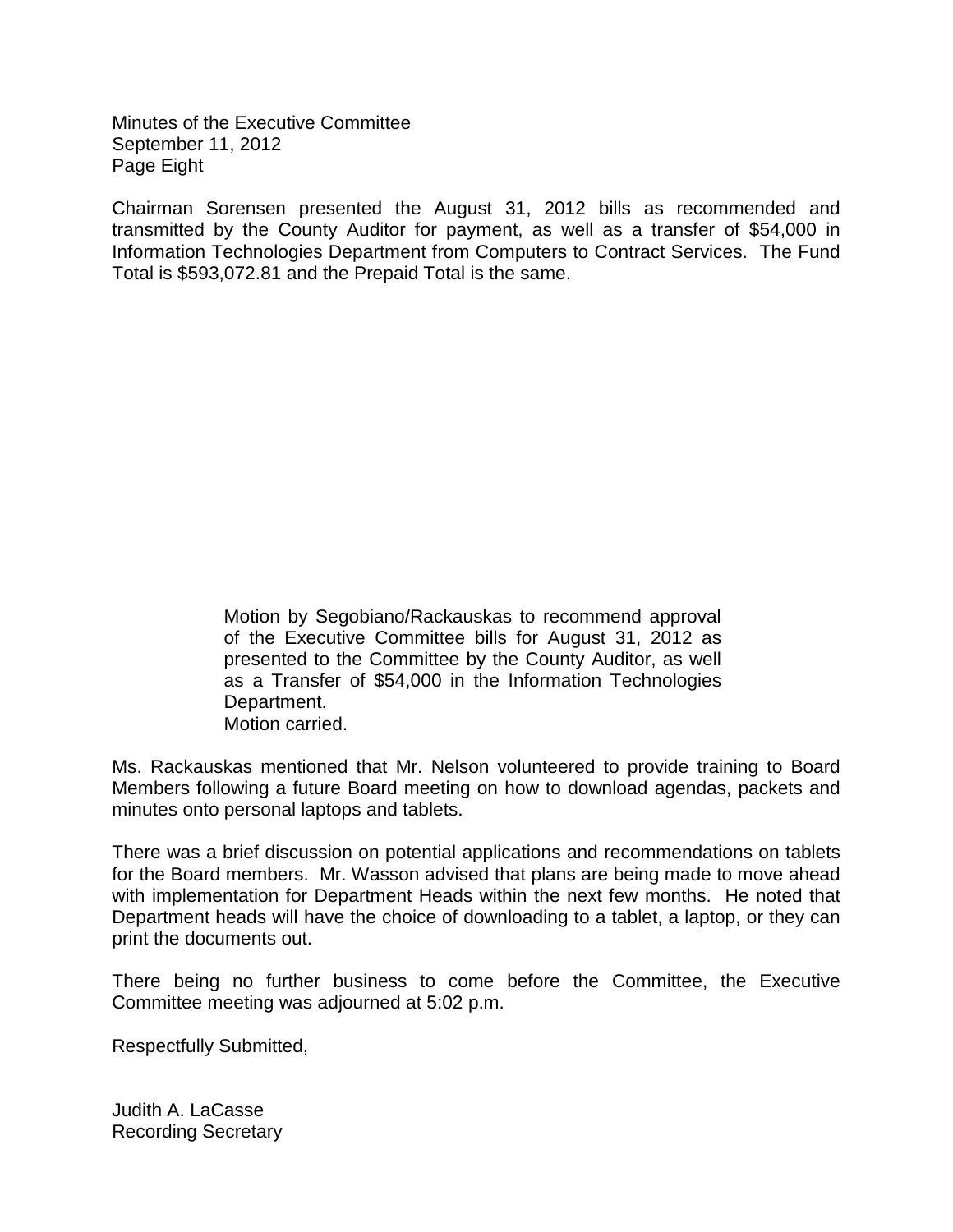Chairman Sorensen presented the August 31, 2012 bills as recommended and transmitted by the County Auditor for payment, as well as a transfer of $54,000 in Information Technologies Department from Computers to Contract Services. The Fund Total is $593,072.81 and the Prepaid Total is the same.

> Motion by Segobiano/Rackauskas to recommend approval of the Executive Committee bills for August 31, 2012 as presented to the Committee by the County Auditor, as well as a Transfer of $54,000 in the Information Technologies Department.
> Motion carried.

Ms. Rackauskas mentioned that Mr. Nelson volunteered to provide training to Board Members following a future Board meeting on how to download agendas, packets and minutes onto personal laptops and tablets.

There was a brief discussion on potential applications and recommendations on tablets for the Board members. Mr. Wasson advised that plans are being made to move ahead with implementation for Department Heads within the next few months. He noted that Department heads will have the choice of downloading to a tablet, a laptop, or they can print the documents out.

There being no further business to come before the Committee, the Executive Committee meeting was adjourned at 5:02 p.m.

Respectfully Submitted,

Judith A. LaCasse
Recording Secretary